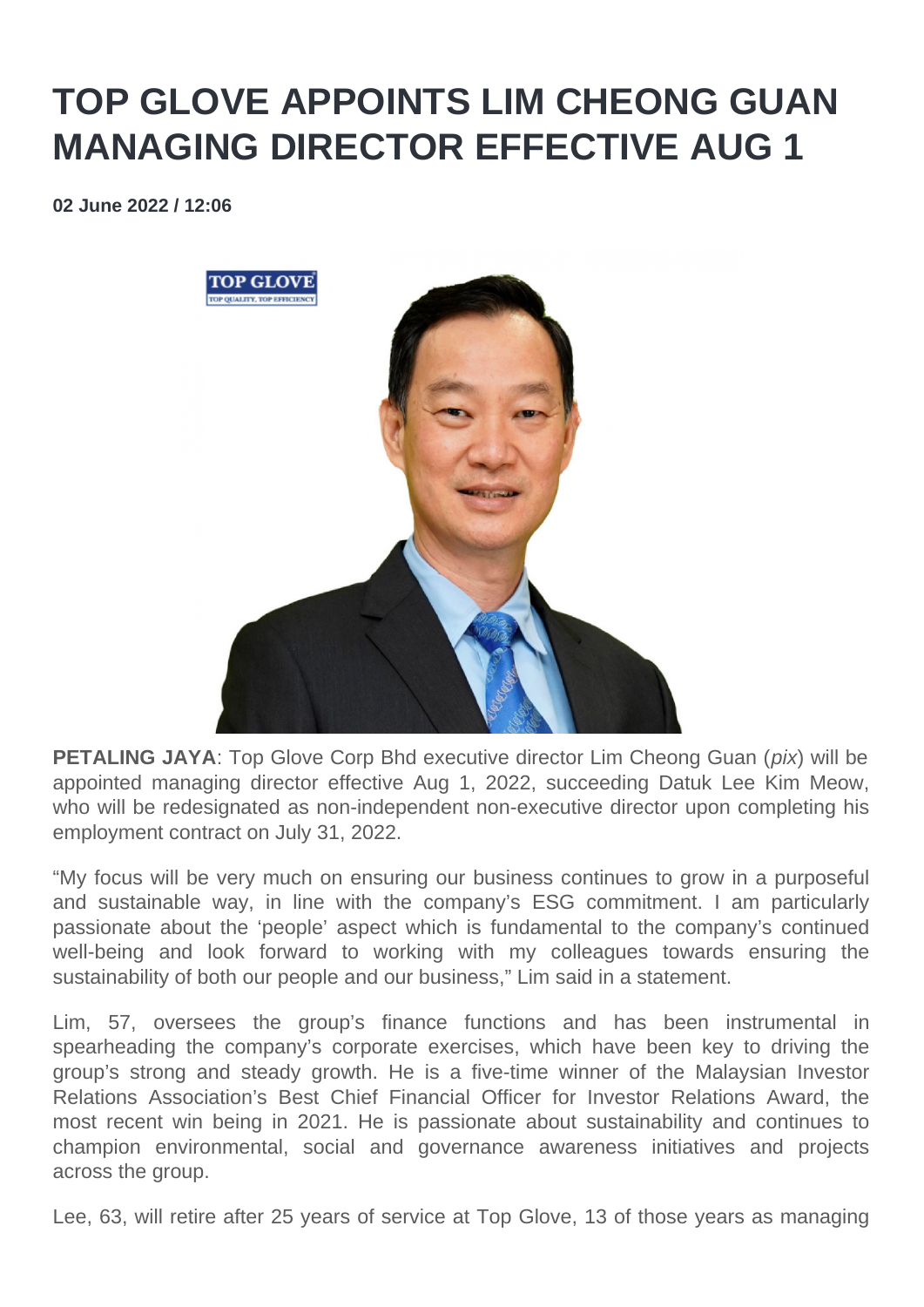# TOP GLOVE APPOINTS LIM CHEONG GUAN MANAGING DIRECTOR EFFECTIVE AUG 1

**02 June 2022 / 12:06**

**PETALING JAYA**: Top Glove Corp Bhd executive director Lim Cheong Guan (*pix*) will be appointed managing director effective Aug 1, 2022, succeeding Datuk Lee Kim Meow, who will be redesignated as non-independent non-executive director upon completing his employment contract on July 31, 2022.

"My focus will be very much on ensuring our business continues to grow in a purposeful and sustainable way, in line with the company's ESG commitment. I am particularly passionate about the 'people' aspect which is fundamental to the company's continued well-being and look forward to working with my colleagues towards ensuring the sustainability of both our people and our business," Lim said in a statement.

Lim, 57, oversees the group's finance functions and has been instrumental in spearheading the company's corporate exercises, which have been key to driving the group's strong and steady growth. He is a five-time winner of the Malaysian Investor Relations Association's Best Chief Financial Officer for Investor Relations Award, the most recent win being in 2021. He is passionate about sustainability and continues to champion environmental, social and governance awareness initiatives and projects across the group.

Lee, 63, will retire after 25 years of service at Top Glove, 13 of those years as managing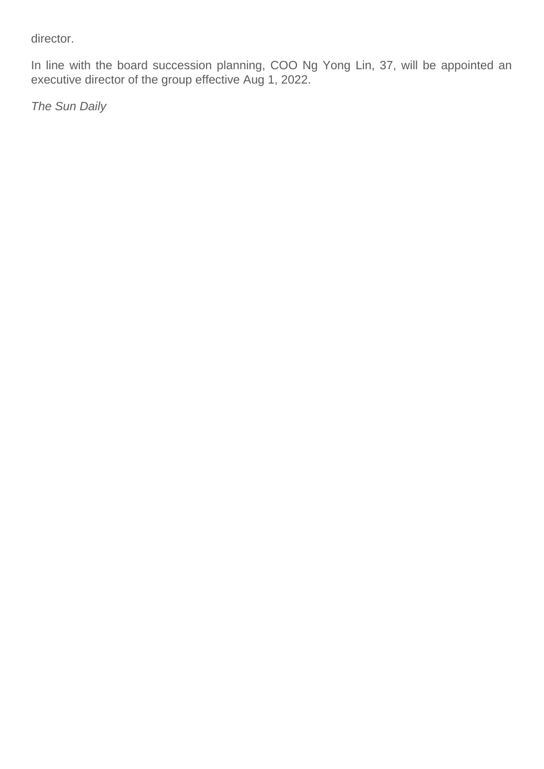director.

In line with the board succession planning, COO Ng Yong Lin, 37, will be appointed an executive director of the group effective Aug 1, 2022.

*The Sun Daily*